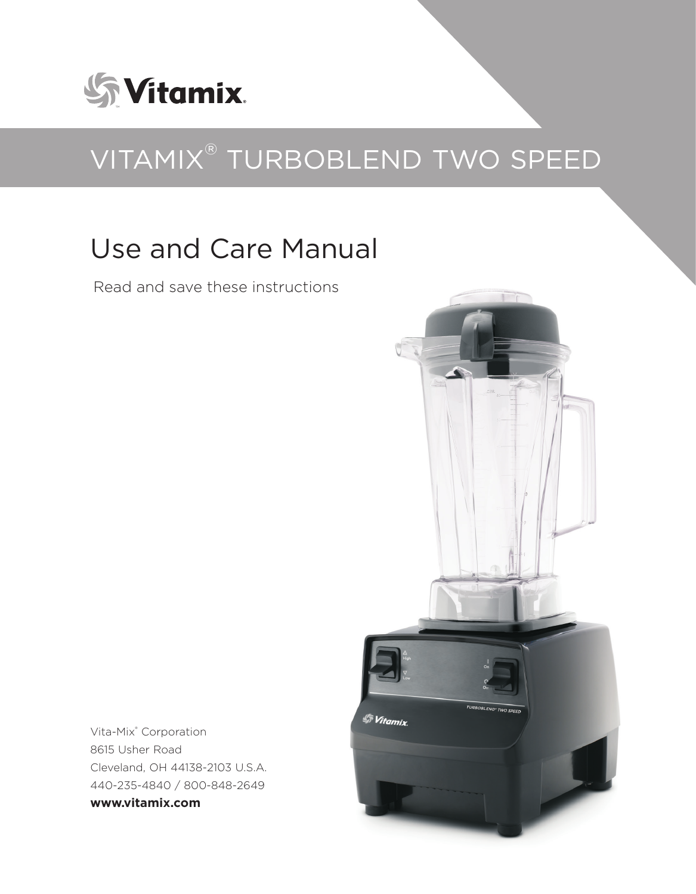Vitamix®

# VITAMIX® TURBOBLEND TWO SPEED

## Use and Care Manual

Read and save these instructions

Vita-Mix® Corporation
8615 Usher Road
Cleveland, OH 44138-2103 U.S.A.
440-235-4840 / 800-848-2649
**www.vitamix.com**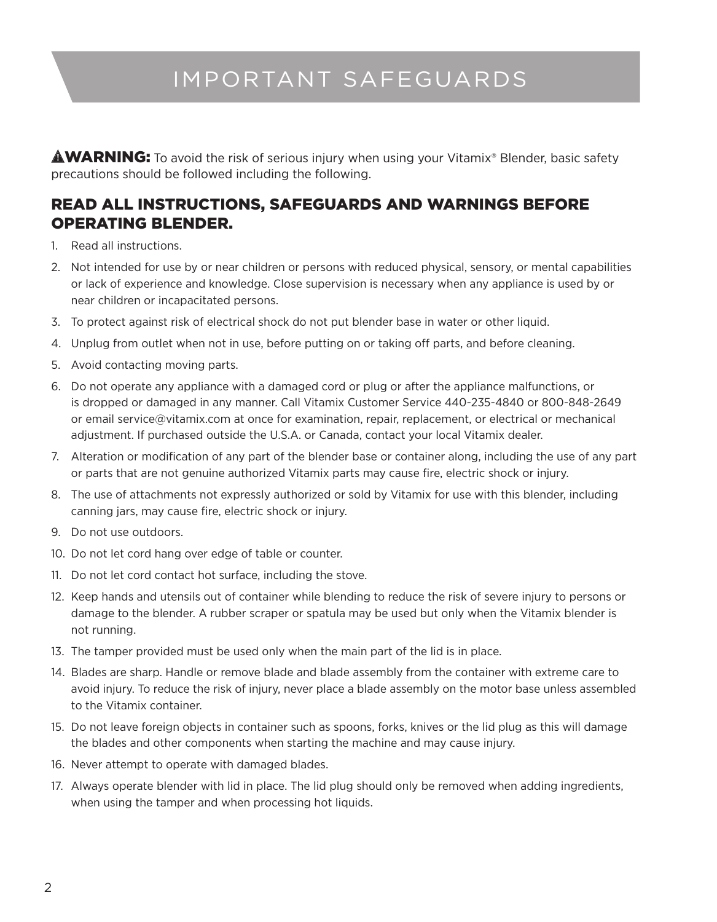# IMPORTANT SAFEGUARDS

**⚠WARNING:** To avoid the risk of serious injury when using your Vitamix® Blender, basic safety precautions should be followed including the following.

## READ ALL INSTRUCTIONS, SAFEGUARDS AND WARNINGS BEFORE OPERATING BLENDER.

1. Read all instructions.
2. Not intended for use by or near children or persons with reduced physical, sensory, or mental capabilities or lack of experience and knowledge. Close supervision is necessary when any appliance is used by or near children or incapacitated persons.
3. To protect against risk of electrical shock do not put blender base in water or other liquid.
4. Unplug from outlet when not in use, before putting on or taking off parts, and before cleaning.
5. Avoid contacting moving parts.
6. Do not operate any appliance with a damaged cord or plug or after the appliance malfunctions, or is dropped or damaged in any manner. Call Vitamix Customer Service 440-235-4840 or 800-848-2649 or email service@vitamix.com at once for examination, repair, replacement, or electrical or mechanical adjustment. If purchased outside the U.S.A. or Canada, contact your local Vitamix dealer.
7. Alteration or modification of any part of the blender base or container along, including the use of any part or parts that are not genuine authorized Vitamix parts may cause fire, electric shock or injury.
8. The use of attachments not expressly authorized or sold by Vitamix for use with this blender, including canning jars, may cause fire, electric shock or injury.
9. Do not use outdoors.
10. Do not let cord hang over edge of table or counter.
11. Do not let cord contact hot surface, including the stove.
12. Keep hands and utensils out of container while blending to reduce the risk of severe injury to persons or damage to the blender. A rubber scraper or spatula may be used but only when the Vitamix blender is not running.
13. The tamper provided must be used only when the main part of the lid is in place.
14. Blades are sharp. Handle or remove blade and blade assembly from the container with extreme care to avoid injury. To reduce the risk of injury, never place a blade assembly on the motor base unless assembled to the Vitamix container.
15. Do not leave foreign objects in container such as spoons, forks, knives or the lid plug as this will damage the blades and other components when starting the machine and may cause injury.
16. Never attempt to operate with damaged blades.
17. Always operate blender with lid in place. The lid plug should only be removed when adding ingredients, when using the tamper and when processing hot liquids.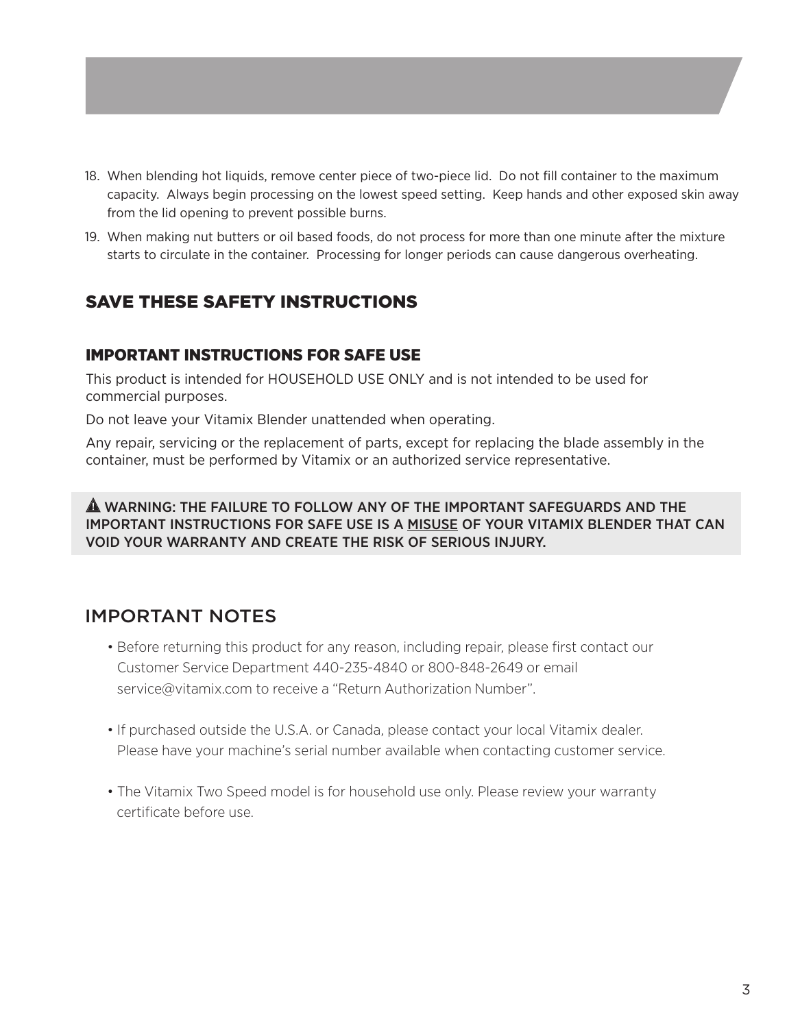18. When blending hot liquids, remove center piece of two-piece lid. Do not fill container to the maximum capacity. Always begin processing on the lowest speed setting. Keep hands and other exposed skin away from the lid opening to prevent possible burns.
19. When making nut butters or oil based foods, do not process for more than one minute after the mixture starts to circulate in the container. Processing for longer periods can cause dangerous overheating.

## SAVE THESE SAFETY INSTRUCTIONS

### IMPORTANT INSTRUCTIONS FOR SAFE USE

This product is intended for HOUSEHOLD USE ONLY and is not intended to be used for commercial purposes.

Do not leave your Vitamix Blender unattended when operating.

Any repair, servicing or the replacement of parts, except for replacing the blade assembly in the container, must be performed by Vitamix or an authorized service representative.

**⚠ WARNING: THE FAILURE TO FOLLOW ANY OF THE IMPORTANT SAFEGUARDS AND THE IMPORTANT INSTRUCTIONS FOR SAFE USE IS A MISUSE OF YOUR VITAMIX BLENDER THAT CAN VOID YOUR WARRANTY AND CREATE THE RISK OF SERIOUS INJURY.**

## IMPORTANT NOTES

- Before returning this product for any reason, including repair, please first contact our Customer Service Department 440-235-4840 or 800-848-2649 or email service@vitamix.com to receive a "Return Authorization Number".
- If purchased outside the U.S.A. or Canada, please contact your local Vitamix dealer. Please have your machine's serial number available when contacting customer service.
- The Vitamix Two Speed model is for household use only. Please review your warranty certificate before use.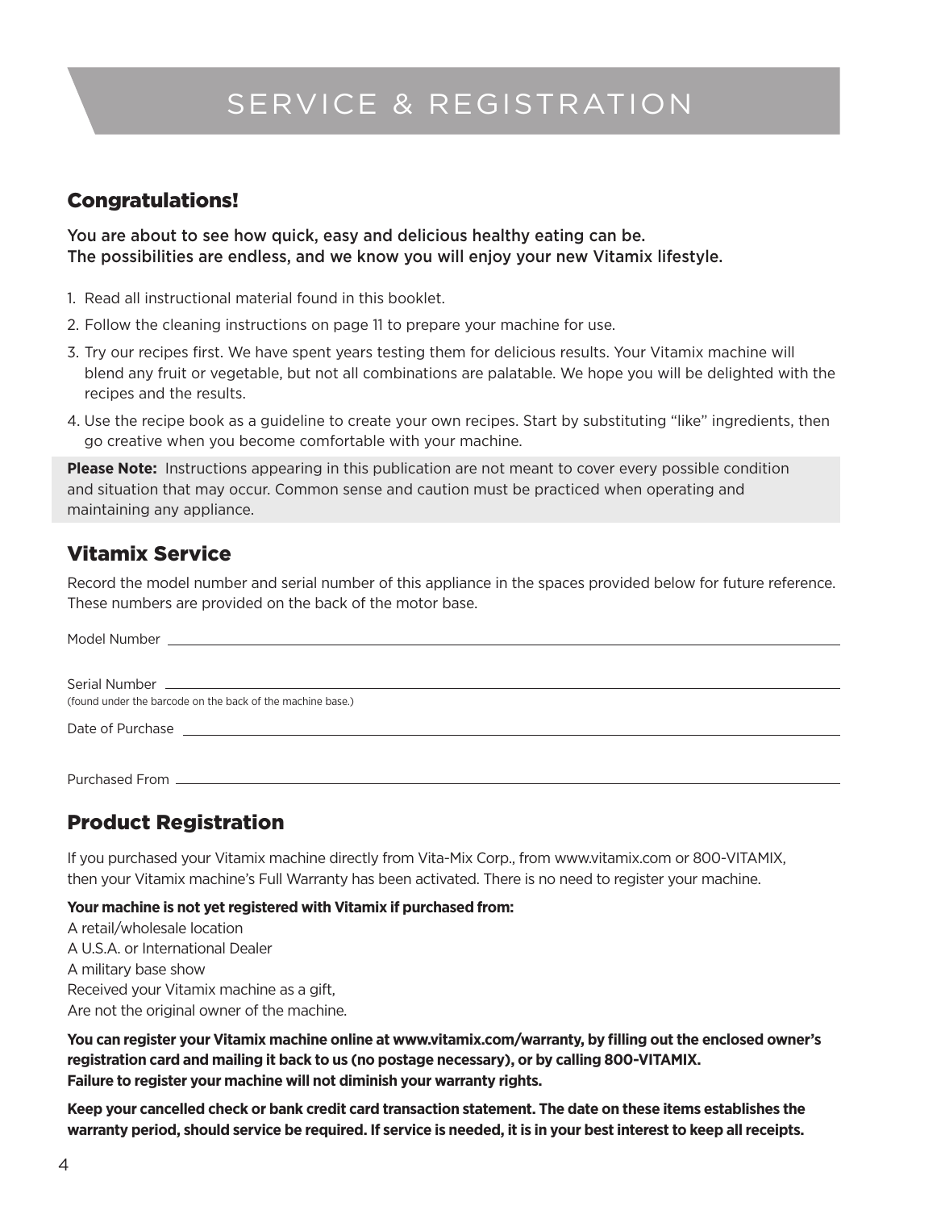# SERVICE & REGISTRATION

## Congratulations!

You are about to see how quick, easy and delicious healthy eating can be.
The possibilities are endless, and we know you will enjoy your new Vitamix lifestyle.

1. Read all instructional material found in this booklet.
2. Follow the cleaning instructions on page 11 to prepare your machine for use.
3. Try our recipes first. We have spent years testing them for delicious results. Your Vitamix machine will blend any fruit or vegetable, but not all combinations are palatable. We hope you will be delighted with the recipes and the results.
4. Use the recipe book as a guideline to create your own recipes. Start by substituting "like" ingredients, then go creative when you become comfortable with your machine.

**Please Note:** Instructions appearing in this publication are not meant to cover every possible condition and situation that may occur. Common sense and caution must be practiced when operating and maintaining any appliance.

## Vitamix Service

Record the model number and serial number of this appliance in the spaces provided below for future reference. These numbers are provided on the back of the motor base.

Model Number ______________________________

Serial Number ______________________________
(found under the barcode on the back of the machine base.)

Date of Purchase ______________________________

Purchased From ______________________________

## Product Registration

If you purchased your Vitamix machine directly from Vita-Mix Corp., from www.vitamix.com or 800-VITAMIX, then your Vitamix machine's Full Warranty has been activated. There is no need to register your machine.

**Your machine is not yet registered with Vitamix if purchased from:**

A retail/wholesale location
A U.S.A. or International Dealer
A military base show
Received your Vitamix machine as a gift,
Are not the original owner of the machine.

**You can register your Vitamix machine online at www.vitamix.com/warranty, by filling out the enclosed owner's registration card and mailing it back to us (no postage necessary), or by calling 800-VITAMIX.
Failure to register your machine will not diminish your warranty rights.**

**Keep your cancelled check or bank credit card transaction statement. The date on these items establishes the warranty period, should service be required. If service is needed, it is in your best interest to keep all receipts.**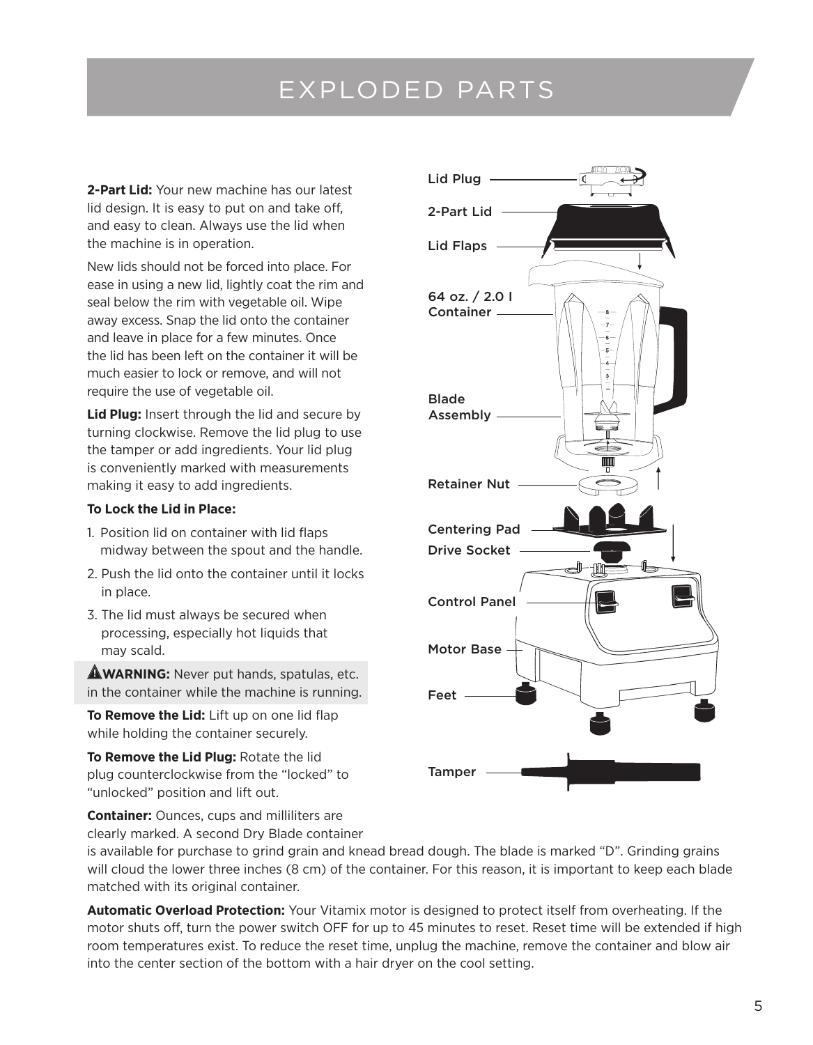# EXPLODED PARTS

**2-Part Lid:** Your new machine has our latest lid design. It is easy to put on and take off, and easy to clean. Always use the lid when the machine is in operation.

New lids should not be forced into place. For ease in using a new lid, lightly coat the rim and seal below the rim with vegetable oil. Wipe away excess. Snap the lid onto the container and leave in place for a few minutes. Once the lid has been left on the container it will be much easier to lock or remove, and will not require the use of vegetable oil.

**Lid Plug:** Insert through the lid and secure by turning clockwise. Remove the lid plug to use the tamper or add ingredients. Your lid plug is conveniently marked with measurements making it easy to add ingredients.

**To Lock the Lid in Place:**

1. Position lid on container with lid flaps midway between the spout and the handle.
2. Push the lid onto the container until it locks in place.
3. The lid must always be secured when processing, especially hot liquids that may scald.

⚠**WARNING:** Never put hands, spatulas, etc. in the container while the machine is running.

**To Remove the Lid:** Lift up on one lid flap while holding the container securely.

**To Remove the Lid Plug:** Rotate the lid plug counterclockwise from the "locked" to "unlocked" position and lift out.

Lid Plug
2-Part Lid
Lid Flaps
64 oz. / 2.0 l Container
Blade Assembly
Retainer Nut
Centering Pad
Drive Socket
Control Panel
Motor Base
Feet
Tamper

**Container:** Ounces, cups and milliliters are clearly marked. A second Dry Blade container is available for purchase to grind grain and knead bread dough. The blade is marked "D". Grinding grains will cloud the lower three inches (8 cm) of the container. For this reason, it is important to keep each blade matched with its original container.

**Automatic Overload Protection:** Your Vitamix motor is designed to protect itself from overheating. If the motor shuts off, turn the power switch OFF for up to 45 minutes to reset. Reset time will be extended if high room temperatures exist. To reduce the reset time, unplug the machine, remove the container and blow air into the center section of the bottom with a hair dryer on the cool setting.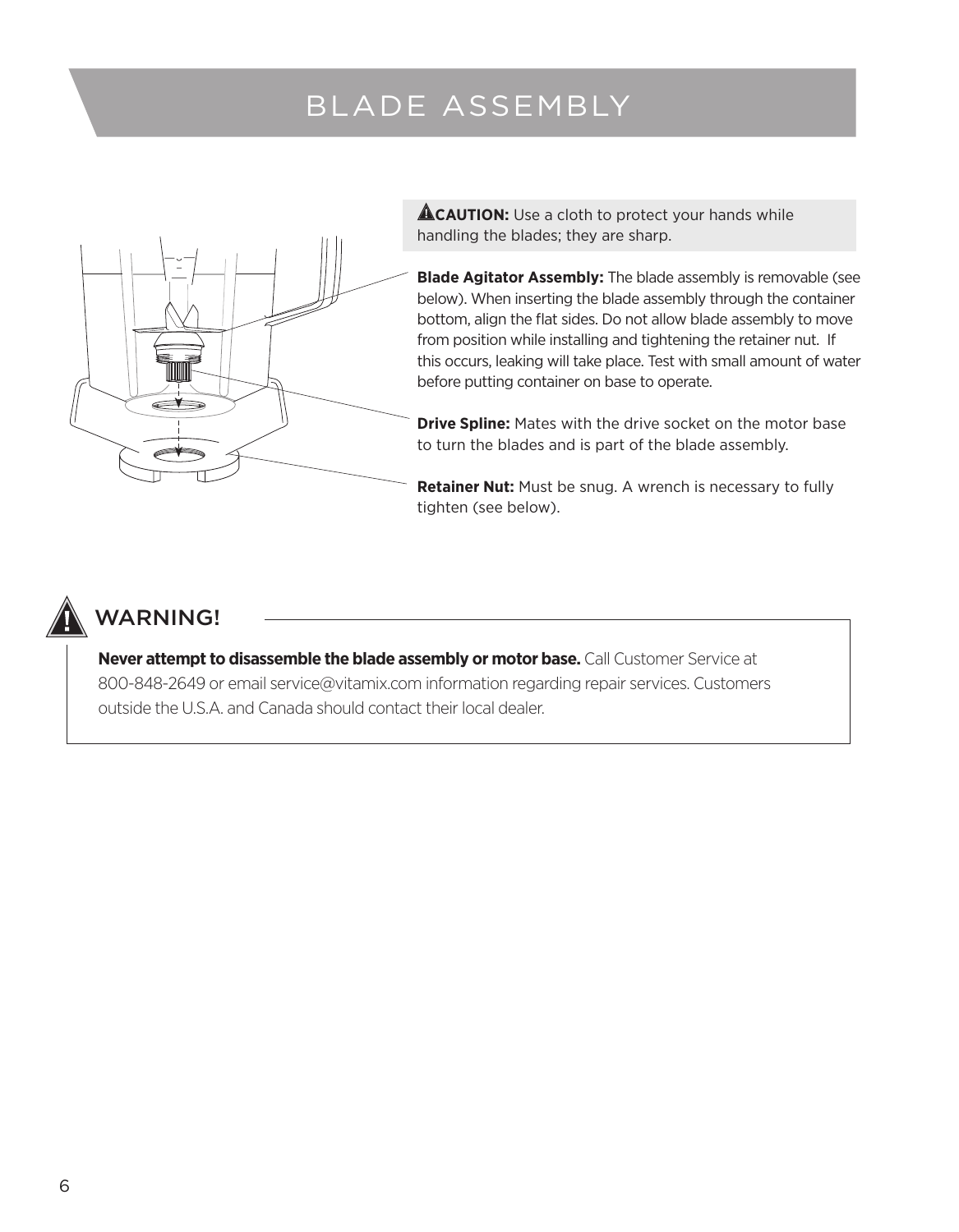# BLADE ASSEMBLY

**⚠CAUTION:** Use a cloth to protect your hands while handling the blades; they are sharp.

**Blade Agitator Assembly:** The blade assembly is removable (see below). When inserting the blade assembly through the container bottom, align the flat sides. Do not allow blade assembly to move from position while installing and tightening the retainer nut. If this occurs, leaking will take place. Test with small amount of water before putting container on base to operate.

**Drive Spline:** Mates with the drive socket on the motor base to turn the blades and is part of the blade assembly.

**Retainer Nut:** Must be snug. A wrench is necessary to fully tighten (see below).

## WARNING!

**Never attempt to disassemble the blade assembly or motor base.** Call Customer Service at 800-848-2649 or email service@vitamix.com information regarding repair services. Customers outside the U.S.A. and Canada should contact their local dealer.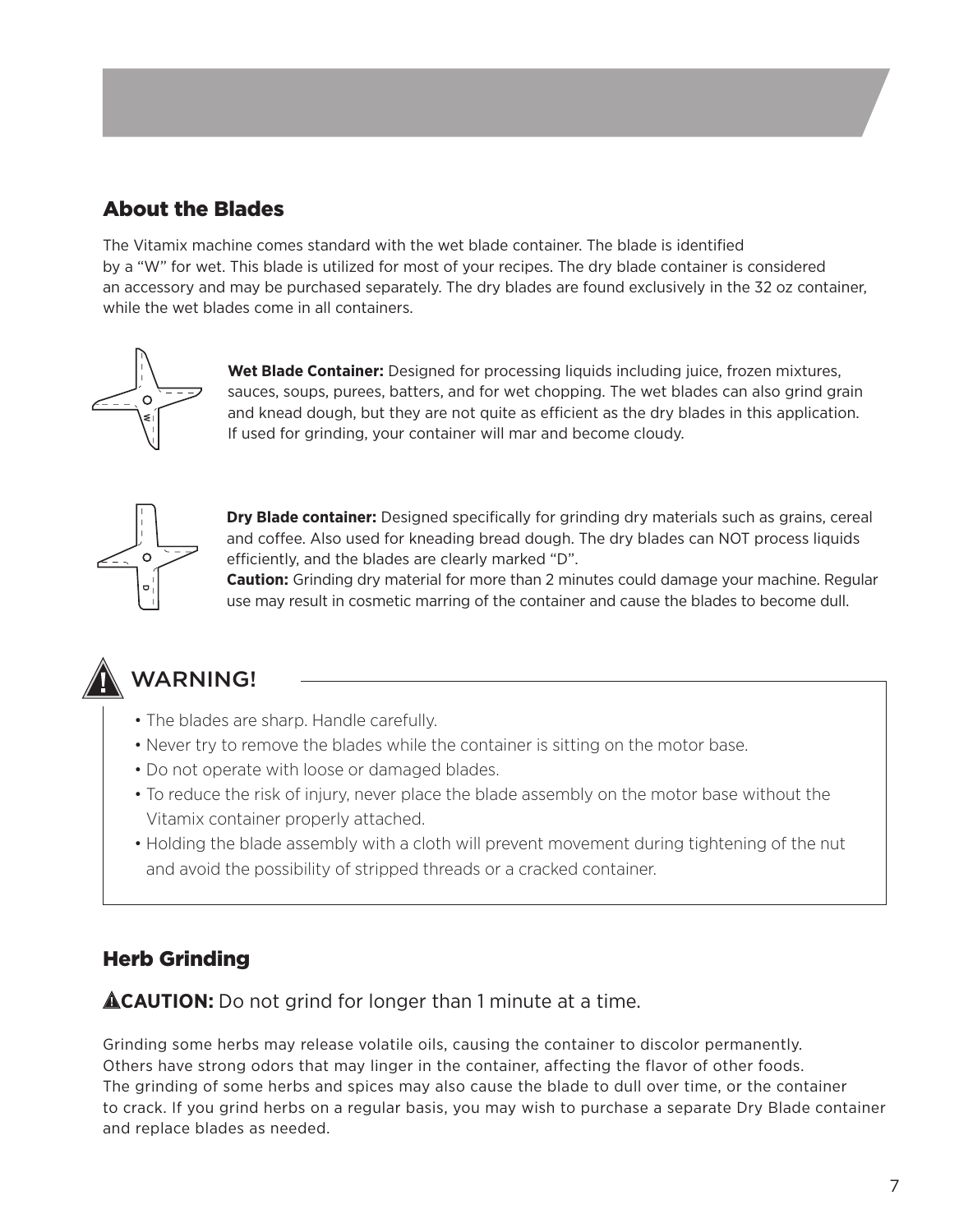## About the Blades

The Vitamix machine comes standard with the wet blade container. The blade is identified by a "W" for wet. This blade is utilized for most of your recipes. The dry blade container is considered an accessory and may be purchased separately. The dry blades are found exclusively in the 32 oz container, while the wet blades come in all containers.

**Wet Blade Container:** Designed for processing liquids including juice, frozen mixtures, sauces, soups, purees, batters, and for wet chopping. The wet blades can also grind grain and knead dough, but they are not quite as efficient as the dry blades in this application. If used for grinding, your container will mar and become cloudy.

**Dry Blade container:** Designed specifically for grinding dry materials such as grains, cereal and coffee. Also used for kneading bread dough. The dry blades can NOT process liquids efficiently, and the blades are clearly marked "D".
**Caution:** Grinding dry material for more than 2 minutes could damage your machine. Regular use may result in cosmetic marring of the container and cause the blades to become dull.

### WARNING!

- The blades are sharp. Handle carefully.
- Never try to remove the blades while the container is sitting on the motor base.
- Do not operate with loose or damaged blades.
- To reduce the risk of injury, never place the blade assembly on the motor base without the Vitamix container properly attached.
- Holding the blade assembly with a cloth will prevent movement during tightening of the nut and avoid the possibility of stripped threads or a cracked container.

## Herb Grinding

**CAUTION:** Do not grind for longer than 1 minute at a time.

Grinding some herbs may release volatile oils, causing the container to discolor permanently. Others have strong odors that may linger in the container, affecting the flavor of other foods. The grinding of some herbs and spices may also cause the blade to dull over time, or the container to crack. If you grind herbs on a regular basis, you may wish to purchase a separate Dry Blade container and replace blades as needed.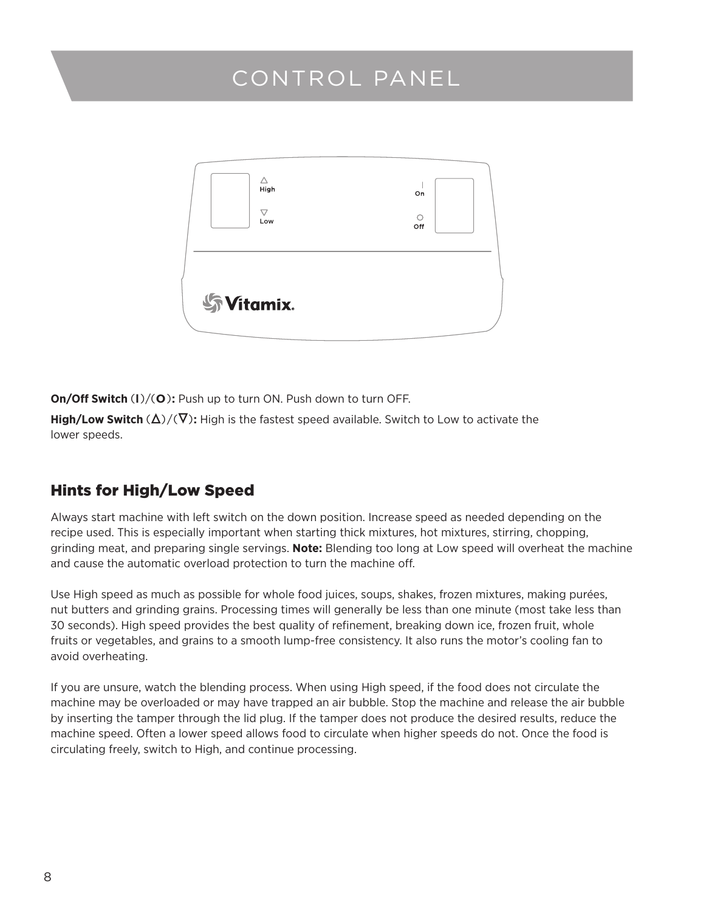# CONTROL PANEL

High

Low

On

Off

Vitamix

**On/Off Switch (I)/(O):** Push up to turn ON. Push down to turn OFF.

**High/Low Switch (Δ)/(∇):** High is the fastest speed available. Switch to Low to activate the lower speeds.

## Hints for High/Low Speed

Always start machine with left switch on the down position. Increase speed as needed depending on the recipe used. This is especially important when starting thick mixtures, hot mixtures, stirring, chopping, grinding meat, and preparing single servings. **Note:** Blending too long at Low speed will overheat the machine and cause the automatic overload protection to turn the machine off.

Use High speed as much as possible for whole food juices, soups, shakes, frozen mixtures, making purées, nut butters and grinding grains. Processing times will generally be less than one minute (most take less than 30 seconds). High speed provides the best quality of refinement, breaking down ice, frozen fruit, whole fruits or vegetables, and grains to a smooth lump-free consistency. It also runs the motor's cooling fan to avoid overheating.

If you are unsure, watch the blending process. When using High speed, if the food does not circulate the machine may be overloaded or may have trapped an air bubble. Stop the machine and release the air bubble by inserting the tamper through the lid plug. If the tamper does not produce the desired results, reduce the machine speed. Often a lower speed allows food to circulate when higher speeds do not. Once the food is circulating freely, switch to High, and continue processing.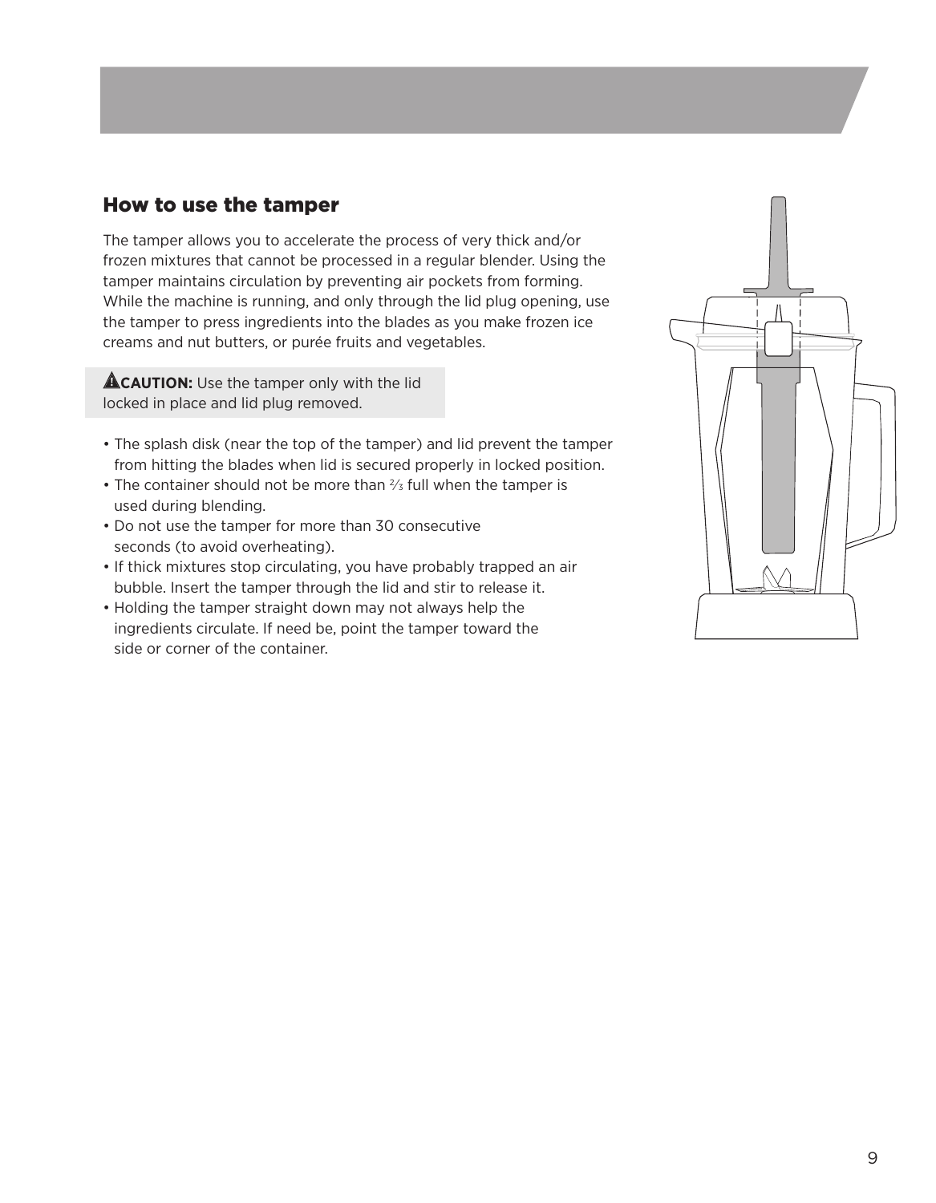## How to use the tamper

The tamper allows you to accelerate the process of very thick and/or frozen mixtures that cannot be processed in a regular blender. Using the tamper maintains circulation by preventing air pockets from forming. While the machine is running, and only through the lid plug opening, use the tamper to press ingredients into the blades as you make frozen ice creams and nut butters, or purée fruits and vegetables.

> ⚠ **CAUTION:** Use the tamper only with the lid locked in place and lid plug removed.

- The splash disk (near the top of the tamper) and lid prevent the tamper from hitting the blades when lid is secured properly in locked position.
- The container should not be more than ⅔ full when the tamper is used during blending.
- Do not use the tamper for more than 30 consecutive seconds (to avoid overheating).
- If thick mixtures stop circulating, you have probably trapped an air bubble. Insert the tamper through the lid and stir to release it.
- Holding the tamper straight down may not always help the ingredients circulate. If need be, point the tamper toward the side or corner of the container.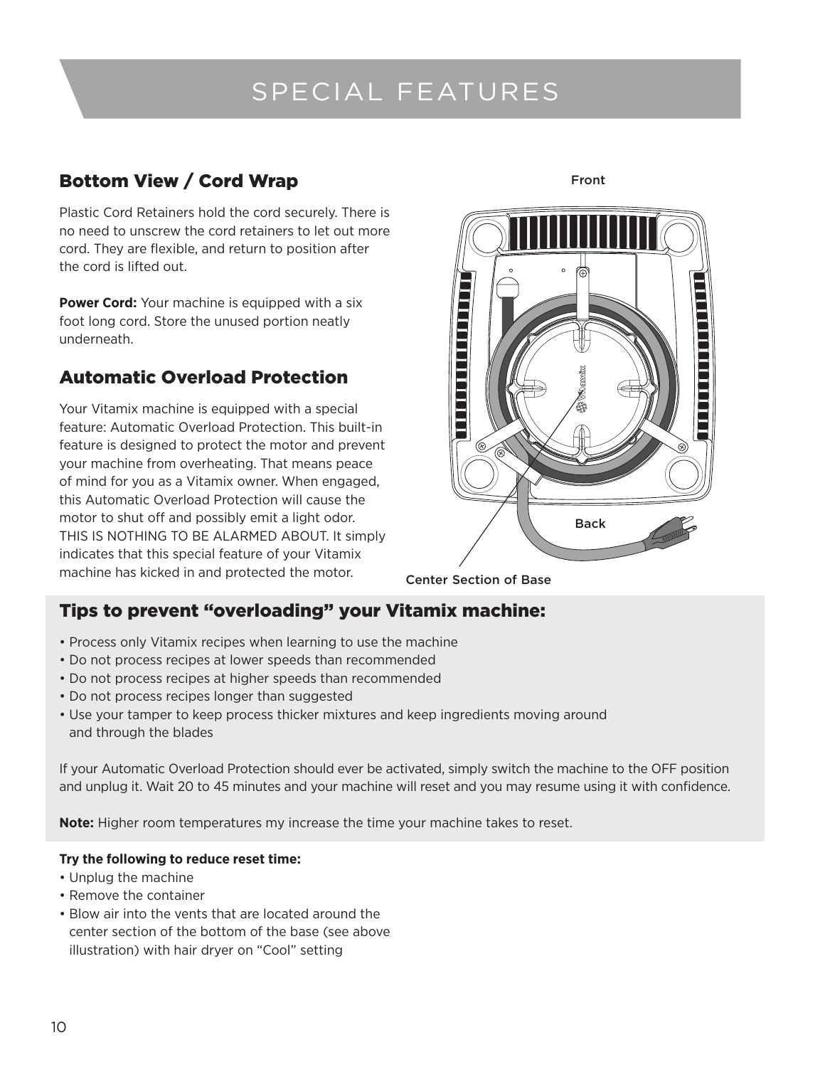# SPECIAL FEATURES

## Bottom View / Cord Wrap

Plastic Cord Retainers hold the cord securely. There is no need to unscrew the cord retainers to let out more cord. They are flexible, and return to position after the cord is lifted out.

**Power Cord:** Your machine is equipped with a six foot long cord. Store the unused portion neatly underneath.

Front

Back

Center Section of Base

## Automatic Overload Protection

Your Vitamix machine is equipped with a special feature: Automatic Overload Protection. This built-in feature is designed to protect the motor and prevent your machine from overheating. That means peace of mind for you as a Vitamix owner. When engaged, this Automatic Overload Protection will cause the motor to shut off and possibly emit a light odor. THIS IS NOTHING TO BE ALARMED ABOUT. It simply indicates that this special feature of your Vitamix machine has kicked in and protected the motor.

## Tips to prevent “overloading” your Vitamix machine:

- Process only Vitamix recipes when learning to use the machine
- Do not process recipes at lower speeds than recommended
- Do not process recipes at higher speeds than recommended
- Do not process recipes longer than suggested
- Use your tamper to keep process thicker mixtures and keep ingredients moving around and through the blades

If your Automatic Overload Protection should ever be activated, simply switch the machine to the OFF position and unplug it. Wait 20 to 45 minutes and your machine will reset and you may resume using it with confidence.

**Note:** Higher room temperatures my increase the time your machine takes to reset.

**Try the following to reduce reset time:**

- Unplug the machine
- Remove the container
- Blow air into the vents that are located around the center section of the bottom of the base (see above illustration) with hair dryer on “Cool” setting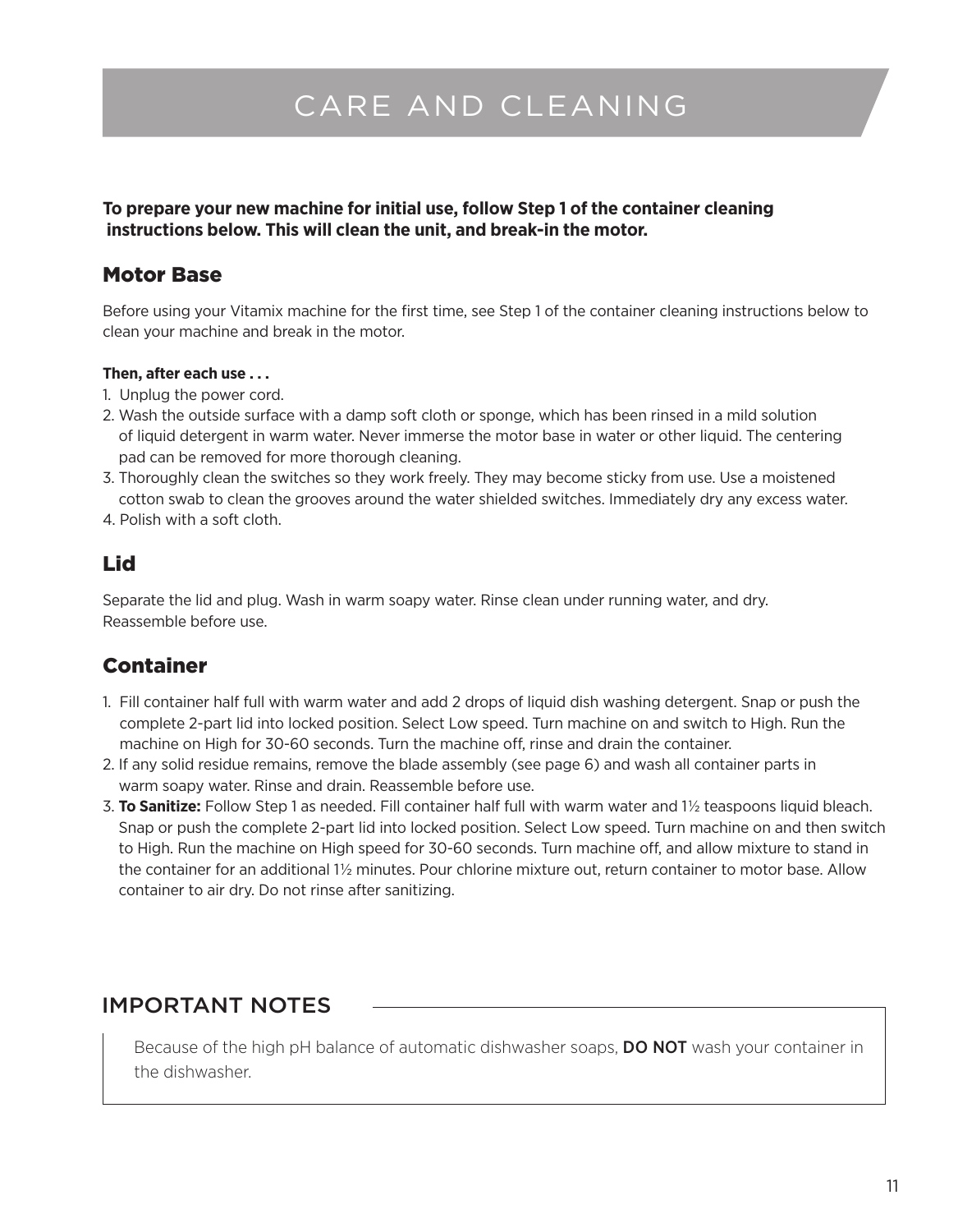# CARE AND CLEANING

**To prepare your new machine for initial use, follow Step 1 of the container cleaning instructions below. This will clean the unit, and break-in the motor.**

## Motor Base

Before using your Vitamix machine for the first time, see Step 1 of the container cleaning instructions below to clean your machine and break in the motor.

**Then, after each use . . .**

1. Unplug the power cord.
2. Wash the outside surface with a damp soft cloth or sponge, which has been rinsed in a mild solution of liquid detergent in warm water. Never immerse the motor base in water or other liquid. The centering pad can be removed for more thorough cleaning.
3. Thoroughly clean the switches so they work freely. They may become sticky from use. Use a moistened cotton swab to clean the grooves around the water shielded switches. Immediately dry any excess water.
4. Polish with a soft cloth.

## Lid

Separate the lid and plug. Wash in warm soapy water. Rinse clean under running water, and dry. Reassemble before use.

## Container

1. Fill container half full with warm water and add 2 drops of liquid dish washing detergent. Snap or push the complete 2-part lid into locked position. Select Low speed. Turn machine on and switch to High. Run the machine on High for 30-60 seconds. Turn the machine off, rinse and drain the container.
2. If any solid residue remains, remove the blade assembly (see page 6) and wash all container parts in warm soapy water. Rinse and drain. Reassemble before use.
3. **To Sanitize:** Follow Step 1 as needed. Fill container half full with warm water and 1½ teaspoons liquid bleach. Snap or push the complete 2-part lid into locked position. Select Low speed. Turn machine on and then switch to High. Run the machine on High speed for 30-60 seconds. Turn machine off, and allow mixture to stand in the container for an additional 1½ minutes. Pour chlorine mixture out, return container to motor base. Allow container to air dry. Do not rinse after sanitizing.

## IMPORTANT NOTES

Because of the high pH balance of automatic dishwasher soaps, **DO NOT** wash your container in the dishwasher.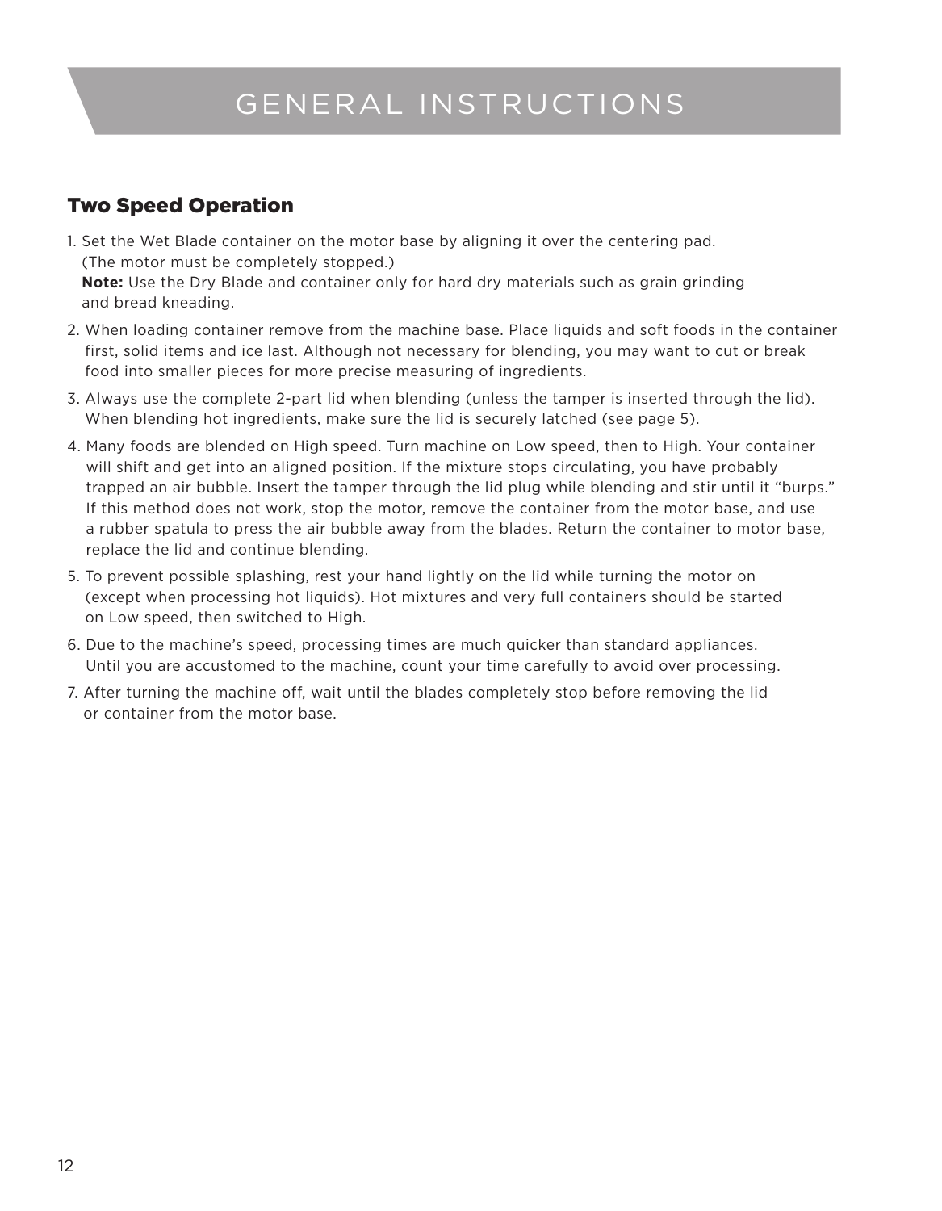# GENERAL INSTRUCTIONS

## Two Speed Operation

1. Set the Wet Blade container on the motor base by aligning it over the centering pad. (The motor must be completely stopped.)
   **Note:** Use the Dry Blade and container only for hard dry materials such as grain grinding and bread kneading.
2. When loading container remove from the machine base. Place liquids and soft foods in the container first, solid items and ice last. Although not necessary for blending, you may want to cut or break food into smaller pieces for more precise measuring of ingredients.
3. Always use the complete 2-part lid when blending (unless the tamper is inserted through the lid). When blending hot ingredients, make sure the lid is securely latched (see page 5).
4. Many foods are blended on High speed. Turn machine on Low speed, then to High. Your container will shift and get into an aligned position. If the mixture stops circulating, you have probably trapped an air bubble. Insert the tamper through the lid plug while blending and stir until it "burps." If this method does not work, stop the motor, remove the container from the motor base, and use a rubber spatula to press the air bubble away from the blades. Return the container to motor base, replace the lid and continue blending.
5. To prevent possible splashing, rest your hand lightly on the lid while turning the motor on (except when processing hot liquids). Hot mixtures and very full containers should be started on Low speed, then switched to High.
6. Due to the machine's speed, processing times are much quicker than standard appliances. Until you are accustomed to the machine, count your time carefully to avoid over processing.
7. After turning the machine off, wait until the blades completely stop before removing the lid or container from the motor base.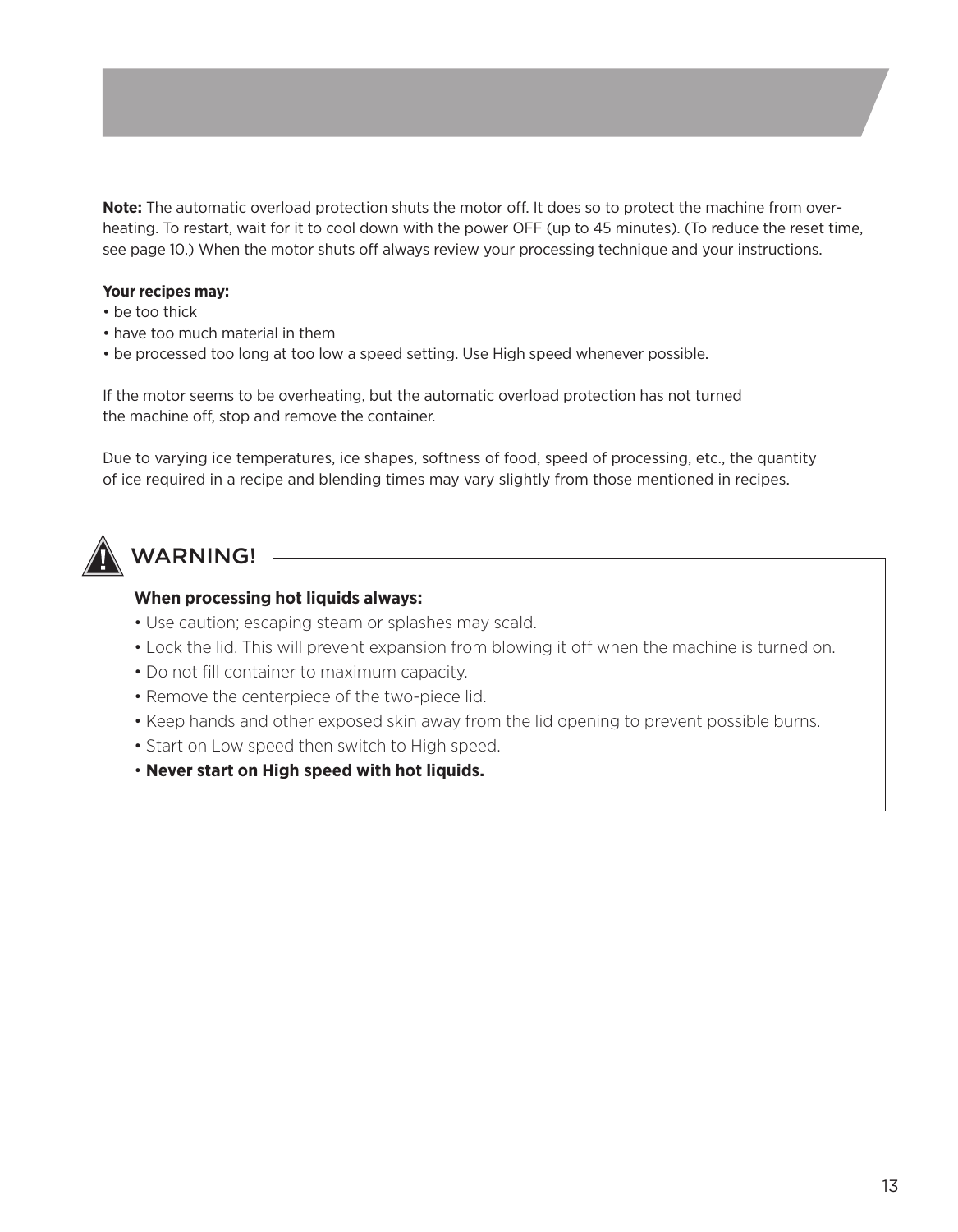**Note:** The automatic overload protection shuts the motor off. It does so to protect the machine from over-heating. To restart, wait for it to cool down with the power OFF (up to 45 minutes). (To reduce the reset time, see page 10.) When the motor shuts off always review your processing technique and your instructions.

**Your recipes may:**

- be too thick
- have too much material in them
- be processed too long at too low a speed setting. Use High speed whenever possible.

If the motor seems to be overheating, but the automatic overload protection has not turned the machine off, stop and remove the container.

Due to varying ice temperatures, ice shapes, softness of food, speed of processing, etc., the quantity of ice required in a recipe and blending times may vary slightly from those mentioned in recipes.

## ⚠ WARNING!

**When processing hot liquids always:**

- Use caution; escaping steam or splashes may scald.
- Lock the lid. This will prevent expansion from blowing it off when the machine is turned on.
- Do not fill container to maximum capacity.
- Remove the centerpiece of the two-piece lid.
- Keep hands and other exposed skin away from the lid opening to prevent possible burns.
- Start on Low speed then switch to High speed.
- **Never start on High speed with hot liquids.**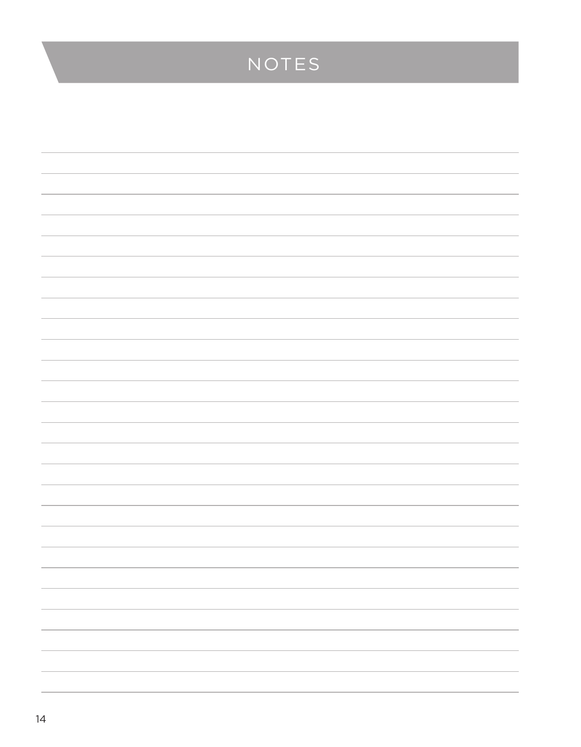# NOTES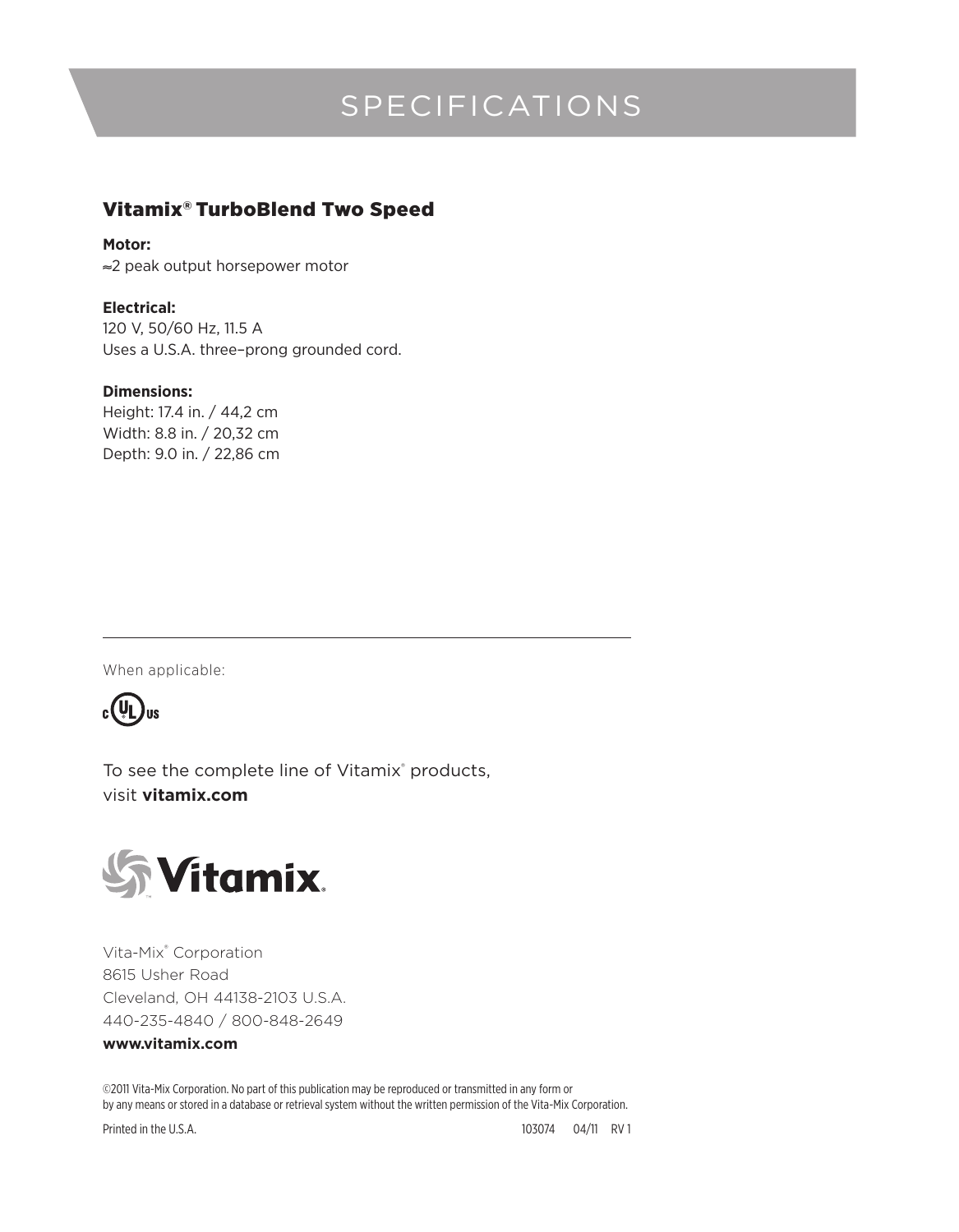# SPECIFICATIONS

## Vitamix® TurboBlend Two Speed

**Motor:**
≈2 peak output horsepower motor

**Electrical:**
120 V, 50/60 Hz, 11.5 A
Uses a U.S.A. three–prong grounded cord.

**Dimensions:**
Height: 17.4 in. / 44,2 cm
Width: 8.8 in. / 20,32 cm
Depth: 9.0 in. / 22,86 cm

---

When applicable:

c UL us

To see the complete line of Vitamix® products,
visit **vitamix.com**

Vitamix®

Vita-Mix® Corporation
8615 Usher Road
Cleveland, OH 44138-2103 U.S.A.
440-235-4840 / 800-848-2649
**www.vitamix.com**

©2011 Vita-Mix Corporation. No part of this publication may be reproduced or transmitted in any form or by any means or stored in a database or retrieval system without the written permission of the Vita-Mix Corporation.

Printed in the U.S.A. 103074 04/11 RV 1